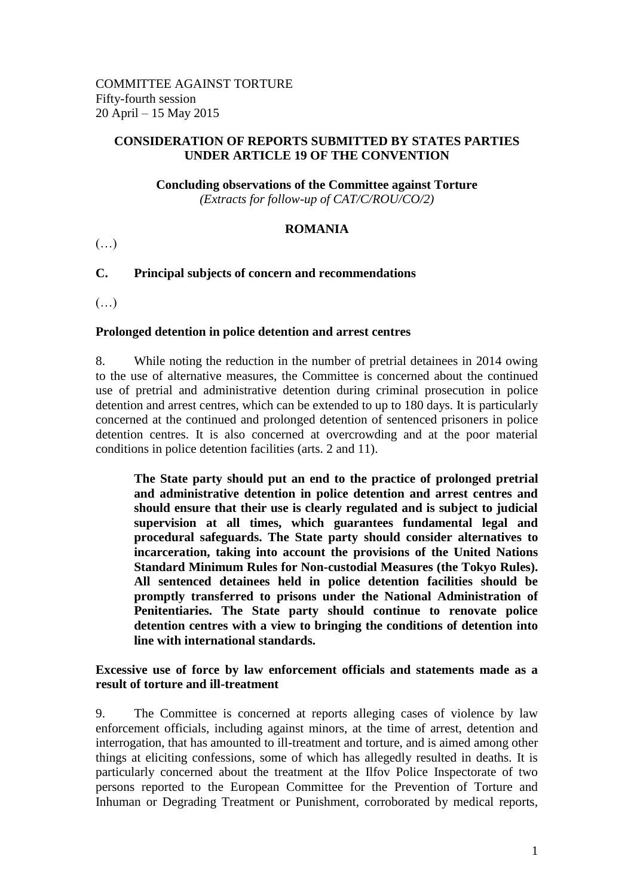COMMITTEE AGAINST TORTURE
Fifty-fourth session
20 April – 15 May 2015

**CONSIDERATION OF REPORTS SUBMITTED BY STATES PARTIES UNDER ARTICLE 19 OF THE CONVENTION**

**Concluding observations of the Committee against Torture**
*(Extracts for follow-up of CAT/C/ROU/CO/2)*

**ROMANIA**

(…)

## C. Principal subjects of concern and recommendations

(…)

### Prolonged detention in police detention and arrest centres

8. While noting the reduction in the number of pretrial detainees in 2014 owing to the use of alternative measures, the Committee is concerned about the continued use of pretrial and administrative detention during criminal prosecution in police detention and arrest centres, which can be extended to up to 180 days. It is particularly concerned at the continued and prolonged detention of sentenced prisoners in police detention centres. It is also concerned at overcrowding and at the poor material conditions in police detention facilities (arts. 2 and 11).

> **The State party should put an end to the practice of prolonged pretrial and administrative detention in police detention and arrest centres and should ensure that their use is clearly regulated and is subject to judicial supervision at all times, which guarantees fundamental legal and procedural safeguards. The State party should consider alternatives to incarceration, taking into account the provisions of the United Nations Standard Minimum Rules for Non-custodial Measures (the Tokyo Rules). All sentenced detainees held in police detention facilities should be promptly transferred to prisons under the National Administration of Penitentiaries. The State party should continue to renovate police detention centres with a view to bringing the conditions of detention into line with international standards.**

### Excessive use of force by law enforcement officials and statements made as a result of torture and ill-treatment

9. The Committee is concerned at reports alleging cases of violence by law enforcement officials, including against minors, at the time of arrest, detention and interrogation, that has amounted to ill-treatment and torture, and is aimed among other things at eliciting confessions, some of which has allegedly resulted in deaths. It is particularly concerned about the treatment at the Ilfov Police Inspectorate of two persons reported to the European Committee for the Prevention of Torture and Inhuman or Degrading Treatment or Punishment, corroborated by medical reports,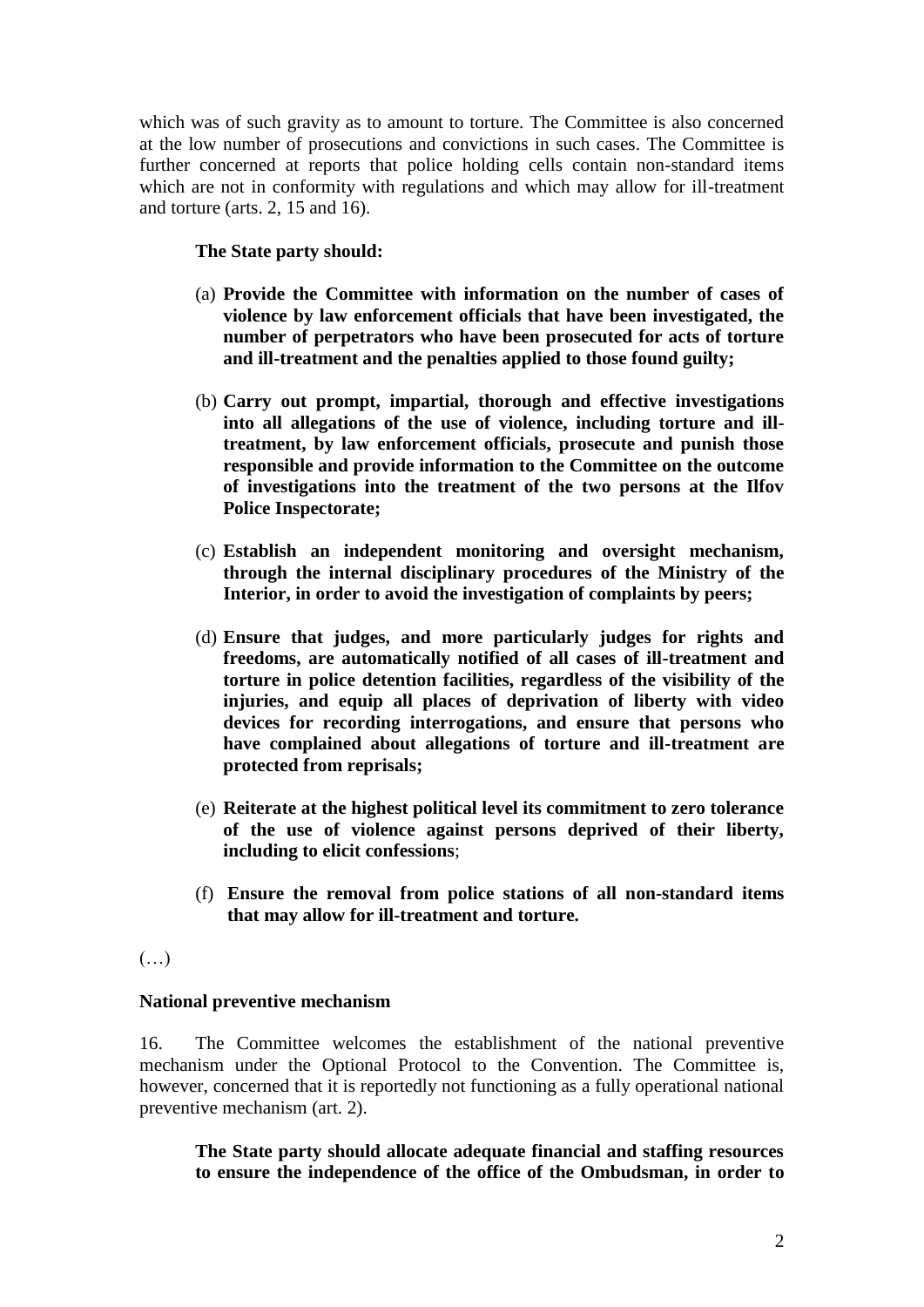which was of such gravity as to amount to torture. The Committee is also concerned at the low number of prosecutions and convictions in such cases. The Committee is further concerned at reports that police holding cells contain non-standard items which are not in conformity with regulations and which may allow for ill-treatment and torture (arts. 2, 15 and 16).

**The State party should:**

(a) **Provide the Committee with information on the number of cases of violence by law enforcement officials that have been investigated, the number of perpetrators who have been prosecuted for acts of torture and ill-treatment and the penalties applied to those found guilty;**

(b) **Carry out prompt, impartial, thorough and effective investigations into all allegations of the use of violence, including torture and ill-treatment, by law enforcement officials, prosecute and punish those responsible and provide information to the Committee on the outcome of investigations into the treatment of the two persons at the Ilfov Police Inspectorate;**

(c) **Establish an independent monitoring and oversight mechanism, through the internal disciplinary procedures of the Ministry of the Interior, in order to avoid the investigation of complaints by peers;**

(d) **Ensure that judges, and more particularly judges for rights and freedoms, are automatically notified of all cases of ill-treatment and torture in police detention facilities, regardless of the visibility of the injuries, and equip all places of deprivation of liberty with video devices for recording interrogations, and ensure that persons who have complained about allegations of torture and ill-treatment are protected from reprisals;**

(e) **Reiterate at the highest political level its commitment to zero tolerance of the use of violence against persons deprived of their liberty, including to elicit confessions**;

(f) **Ensure the removal from police stations of all non-standard items that may allow for ill-treatment and torture.**

(…)

**National preventive mechanism**

16. The Committee welcomes the establishment of the national preventive mechanism under the Optional Protocol to the Convention. The Committee is, however, concerned that it is reportedly not functioning as a fully operational national preventive mechanism (art. 2).

**The State party should allocate adequate financial and staffing resources to ensure the independence of the office of the Ombudsman, in order to**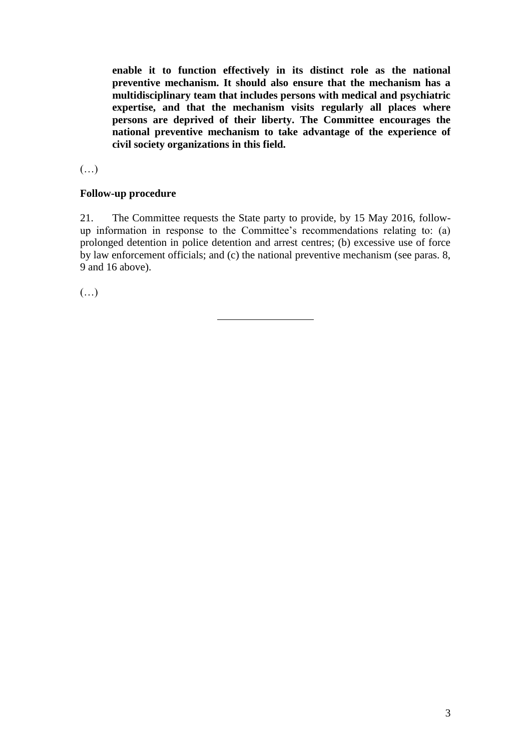**enable it to function effectively in its distinct role as the national preventive mechanism. It should also ensure that the mechanism has a multidisciplinary team that includes persons with medical and psychiatric expertise, and that the mechanism visits regularly all places where persons are deprived of their liberty. The Committee encourages the national preventive mechanism to take advantage of the experience of civil society organizations in this field.**

(…)

**Follow-up procedure**

21. The Committee requests the State party to provide, by 15 May 2016, follow-up information in response to the Committee's recommendations relating to: (a) prolonged detention in police detention and arrest centres; (b) excessive use of force by law enforcement officials; and (c) the national preventive mechanism (see paras. 8, 9 and 16 above).

(…)